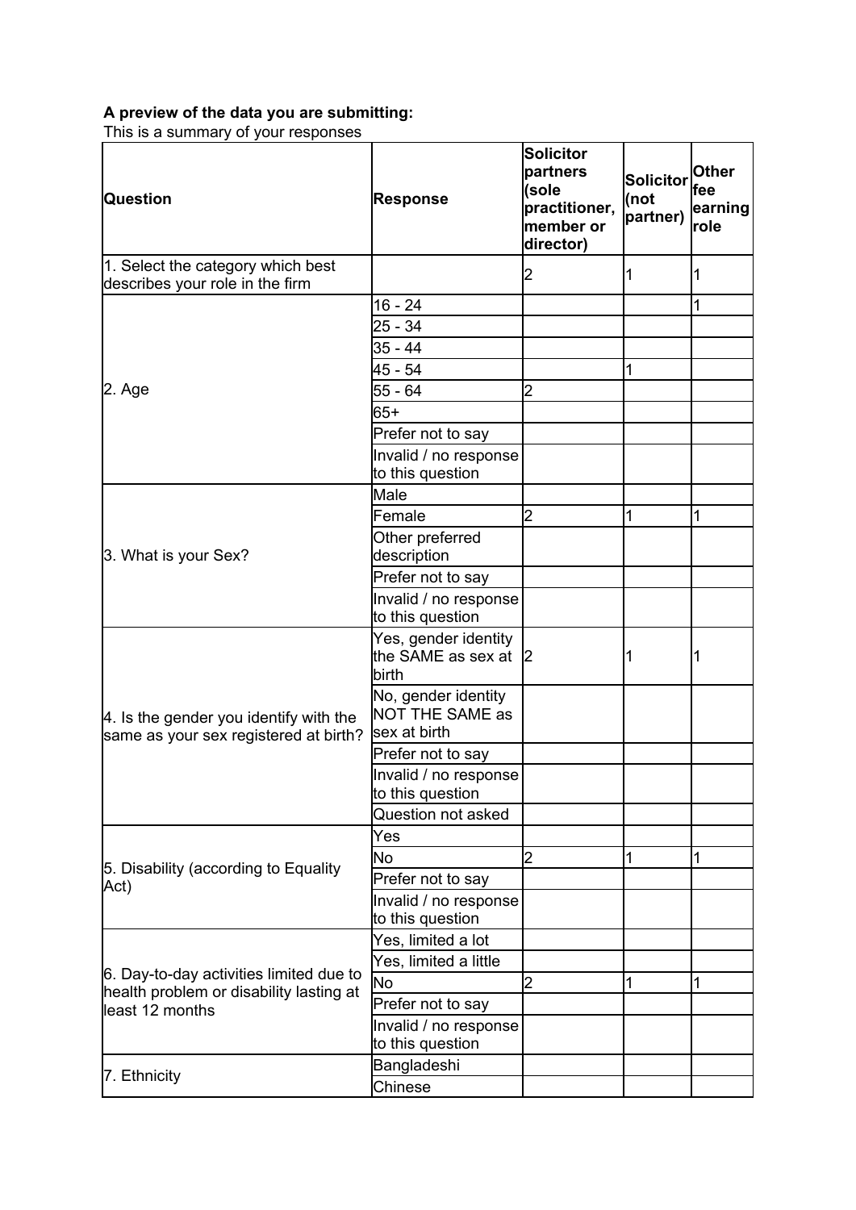**A preview of the data you are submitting:**

This is a summary of your responses

| Question | Response | Solicitor partners (sole practitioner, member or director) | Solicitor (not partner) | Other fee earning role |
|---|---|---|---|---|
| 1. Select the category which best describes your role in the firm | | 2 | 1 | 1 |
| 2. Age | 16 - 24 | | | 1 |
| | 25 - 34 | | | |
| | 35 - 44 | | | |
| | 45 - 54 | | 1 | |
| | 55 - 64 | 2 | | |
| | 65+ | | | |
| | Prefer not to say | | | |
| | Invalid / no response to this question | | | |
| 3. What is your Sex? | Male | | | |
| | Female | 2 | 1 | 1 |
| | Other preferred description | | | |
| | Prefer not to say | | | |
| | Invalid / no response to this question | | | |
| 4. Is the gender you identify with the same as your sex registered at birth? | Yes, gender identity the SAME as sex at birth | 2 | 1 | 1 |
| | No, gender identity NOT THE SAME as sex at birth | | | |
| | Prefer not to say | | | |
| | Invalid / no response to this question | | | |
| | Question not asked | | | |
| 5. Disability (according to Equality Act) | Yes | | | |
| | No | 2 | 1 | 1 |
| | Prefer not to say | | | |
| | Invalid / no response to this question | | | |
| 6. Day-to-day activities limited due to health problem or disability lasting at least 12 months | Yes, limited a lot | | | |
| | Yes, limited a little | | | |
| | No | 2 | 1 | 1 |
| | Prefer not to say | | | |
| | Invalid / no response to this question | | | |
| 7. Ethnicity | Bangladeshi | | | |
| | Chinese | | | |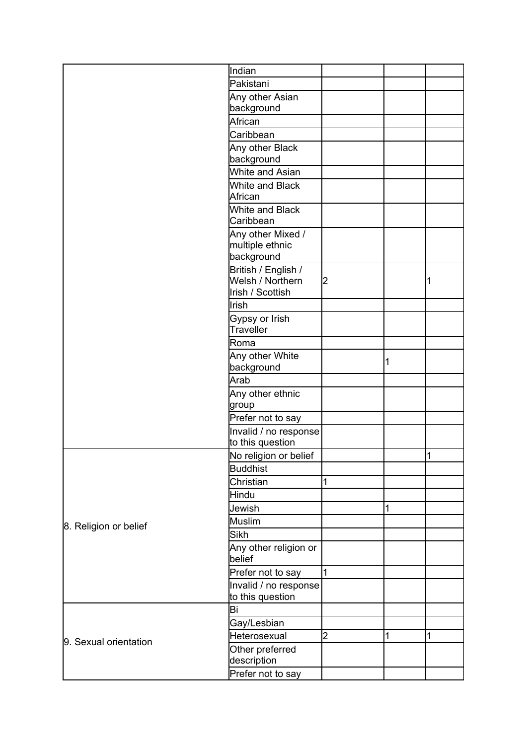| | | | | |
|---|---|---|---|---|
| | Indian | | | |
| | Pakistani | | | |
| | Any other Asian background | | | |
| | African | | | |
| | Caribbean | | | |
| | Any other Black background | | | |
| | White and Asian | | | |
| | White and Black African | | | |
| | White and Black Caribbean | | | |
| | Any other Mixed / multiple ethnic background | | | |
| | British / English / Welsh / Northern Irish / Scottish | 2 | | 1 |
| | Irish | | | |
| | Gypsy or Irish Traveller | | | |
| | Roma | | | |
| | Any other White background | | 1 | |
| | Arab | | | |
| | Any other ethnic group | | | |
| | Prefer not to say | | | |
| | Invalid / no response to this question | | | |
| 8. Religion or belief | No religion or belief | | | 1 |
| | Buddhist | | | |
| | Christian | 1 | | |
| | Hindu | | | |
| | Jewish | | 1 | |
| | Muslim | | | |
| | Sikh | | | |
| | Any other religion or belief | | | |
| | Prefer not to say | 1 | | |
| | Invalid / no response to this question | | | |
| 9. Sexual orientation | Bi | | | |
| | Gay/Lesbian | | | |
| | Heterosexual | 2 | 1 | 1 |
| | Other preferred description | | | |
| | Prefer not to say | | | |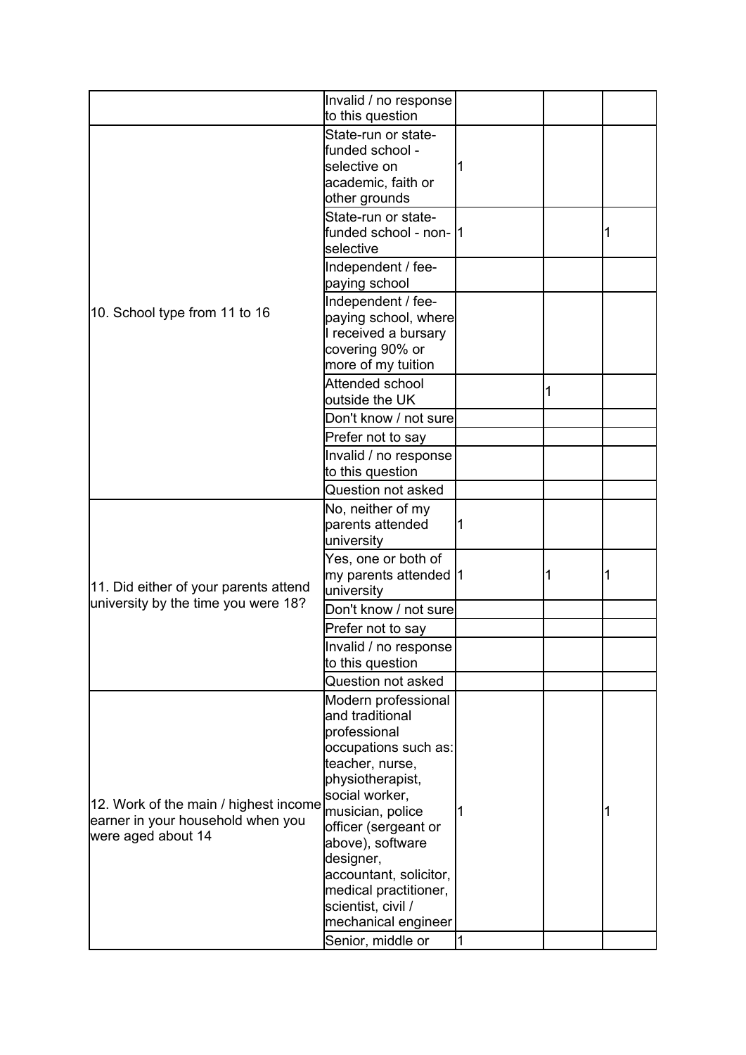| | | | | |
|---|---|---|---|---|
| | Invalid / no response to this question | | | |
| 10. School type from 11 to 16 | State-run or state-funded school - selective on academic, faith or other grounds | 1 | | |
| | State-run or state-funded school - non-selective | 1 | | 1 |
| | Independent / fee-paying school | | | |
| | Independent / fee-paying school, where I received a bursary covering 90% or more of my tuition | | | |
| | Attended school outside the UK | | 1 | |
| | Don't know / not sure | | | |
| | Prefer not to say | | | |
| | Invalid / no response to this question | | | |
| | Question not asked | | | |
| 11. Did either of your parents attend university by the time you were 18? | No, neither of my parents attended university | 1 | | |
| | Yes, one or both of my parents attended university | 1 | 1 | 1 |
| | Don't know / not sure | | | |
| | Prefer not to say | | | |
| | Invalid / no response to this question | | | |
| | Question not asked | | | |
| 12. Work of the main / highest income earner in your household when you were aged about 14 | Modern professional and traditional professional occupations such as: teacher, nurse, physiotherapist, social worker, musician, police officer (sergeant or above), software designer, accountant, solicitor, medical practitioner, scientist, civil / mechanical engineer | 1 | | 1 |
| | Senior, middle or | 1 | | |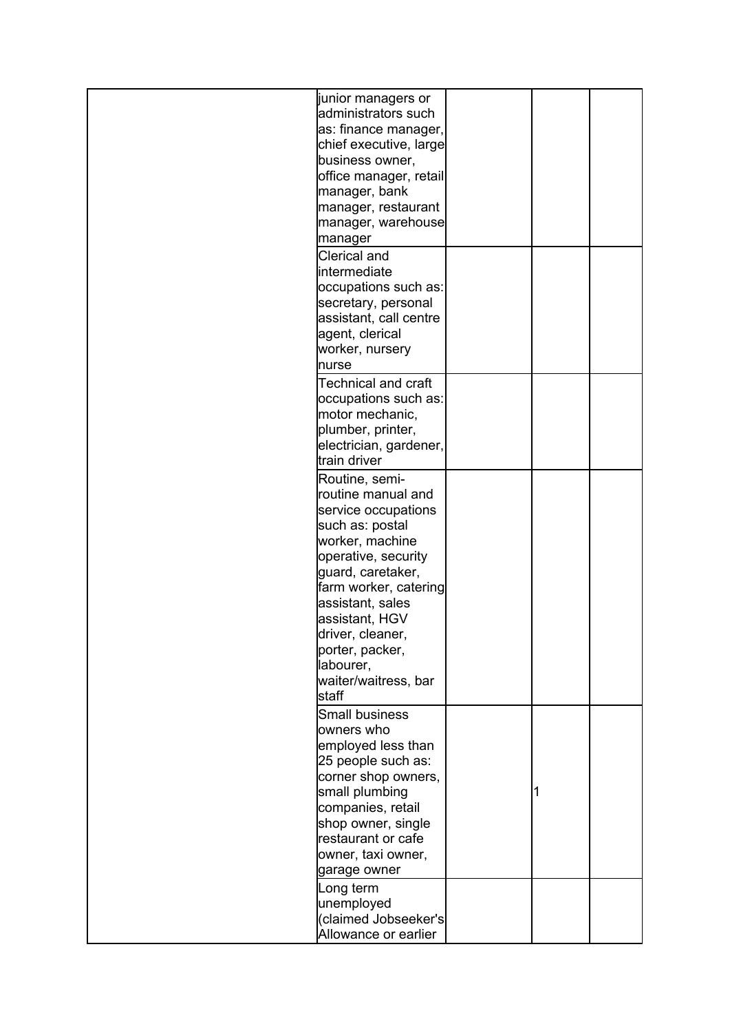| | | | | |
|---|---|---|---|---|
| | junior managers or administrators such as: finance manager, chief executive, large business owner, office manager, retail manager, bank manager, restaurant manager, warehouse manager | | | |
| | Clerical and intermediate occupations such as: secretary, personal assistant, call centre agent, clerical worker, nursery nurse | | | |
| | Technical and craft occupations such as: motor mechanic, plumber, printer, electrician, gardener, train driver | | | |
| | Routine, semi-routine manual and service occupations such as: postal worker, machine operative, security guard, caretaker, farm worker, catering assistant, sales assistant, HGV driver, cleaner, porter, packer, labourer, waiter/waitress, bar staff | | | |
| | Small business owners who employed less than 25 people such as: corner shop owners, small plumbing companies, retail shop owner, single restaurant or cafe owner, taxi owner, garage owner | | 1 | |
| | Long term unemployed (claimed Jobseeker's Allowance or earlier | | | |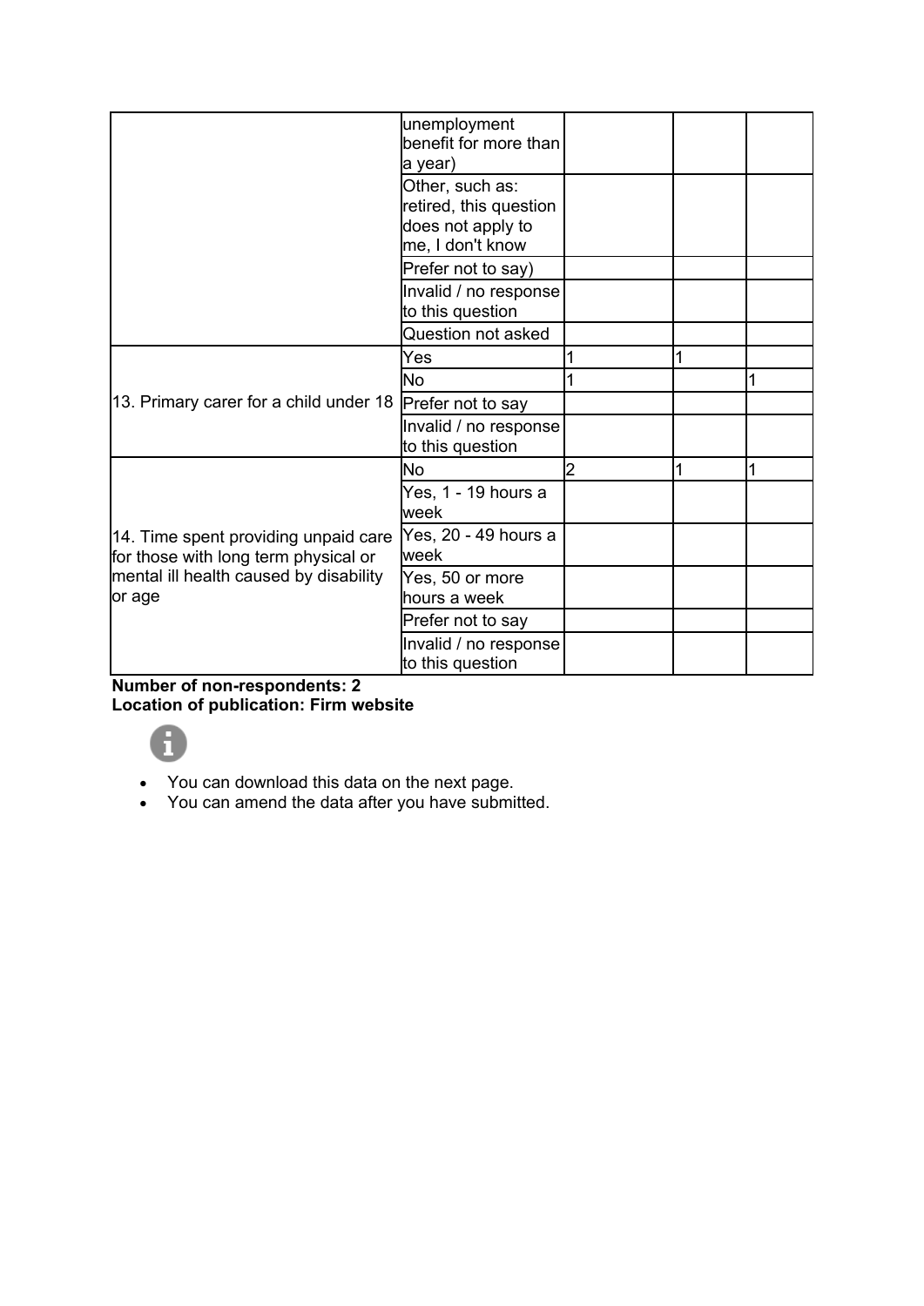| | | | | |
|---|---|---|---|---|
| | unemployment benefit for more than a year) | | | |
| | Other, such as: retired, this question does not apply to me, I don't know | | | |
| | Prefer not to say) | | | |
| | Invalid / no response to this question | | | |
| | Question not asked | | | |
| 13. Primary carer for a child under 18 | Yes | 1 | 1 | |
| | No | 1 | | 1 |
| | Prefer not to say | | | |
| | Invalid / no response to this question | | | |
| 14. Time spent providing unpaid care for those with long term physical or mental ill health caused by disability or age | No | 2 | 1 | 1 |
| | Yes, 1 - 19 hours a week | | | |
| | Yes, 20 - 49 hours a week | | | |
| | Yes, 50 or more hours a week | | | |
| | Prefer not to say | | | |
| | Invalid / no response to this question | | | |

**Number of non-respondents: 2**
**Location of publication: Firm website**

- You can download this data on the next page.
- You can amend the data after you have submitted.